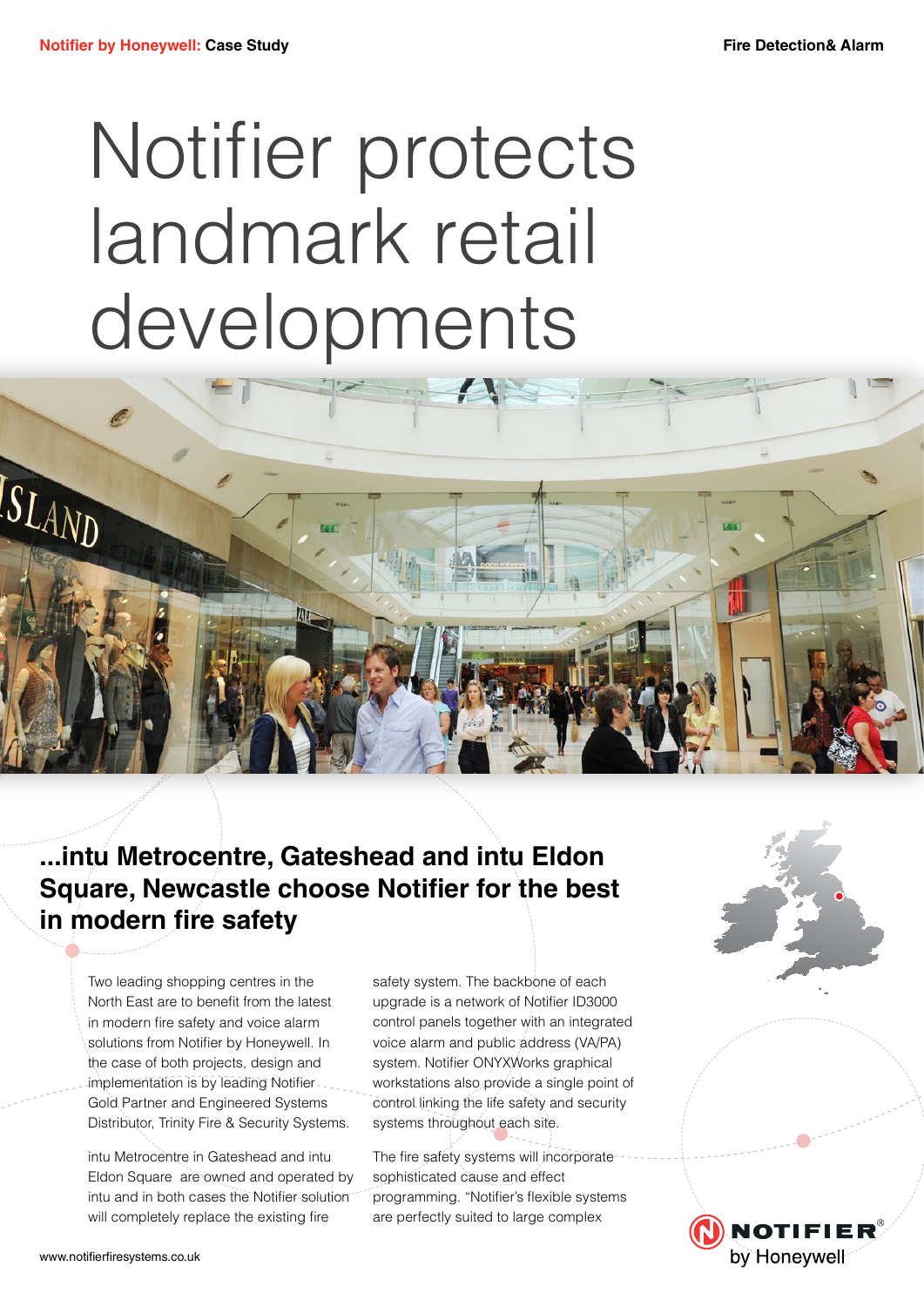# Notifier protects landmark retail developments

## ...intu Metrocentre, Gateshead and intu Eldon Square, Newcastle choose Notifier for the best in modern fire safety

Two leading shopping centres in the North East are to benefit from the latest in modern fire safety and voice alarm solutions from Notifier by Honeywell. In the case of both projects, design and implementation is by leading Notifier Gold Partner and Engineered Systems Distributor, Trinity Fire & Security Systems.

intu Metrocentre in Gateshead and intu Eldon Square are owned and operated by intu and in both cases the Notifier solution will completely replace the existing fire safety system. The backbone of each upgrade is a network of Notifier ID3000 control panels together with an integrated voice alarm and public address (VA/PA) system. Notifier ONYXWorks graphical workstations also provide a single point of control linking the life safety and security systems throughout each site.

The fire safety systems will incorporate sophisticated cause and effect programming. "Notifier's flexible systems are perfectly suited to large complex

www.notifierfiresystems.co.uk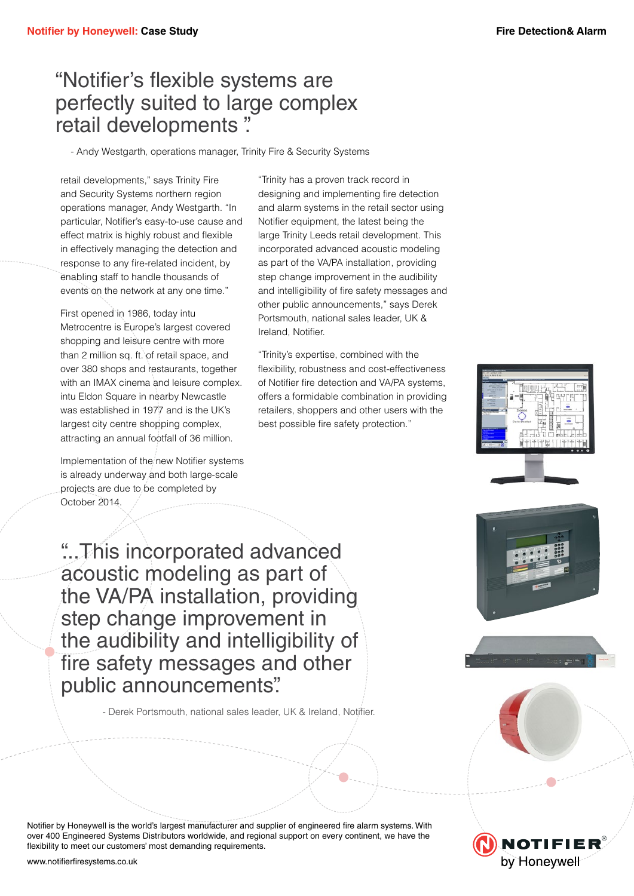# “Notifier’s flexible systems are perfectly suited to large complex retail developments ”.

- Andy Westgarth, operations manager, Trinity Fire & Security Systems

retail developments,” says Trinity Fire and Security Systems northern region operations manager, Andy Westgarth. “In particular, Notifier’s easy-to-use cause and effect matrix is highly robust and flexible in effectively managing the detection and response to any fire-related incident, by enabling staff to handle thousands of events on the network at any one time.”

First opened in 1986, today intu Metrocentre is Europe’s largest covered shopping and leisure centre with more than 2 million sq. ft. of retail space, and over 380 shops and restaurants, together with an IMAX cinema and leisure complex. intu Eldon Square in nearby Newcastle was established in 1977 and is the UK’s largest city centre shopping complex, attracting an annual footfall of 36 million.

Implementation of the new Notifier systems is already underway and both large-scale projects are due to be completed by October 2014.

“Trinity has a proven track record in designing and implementing fire detection and alarm systems in the retail sector using Notifier equipment, the latest being the large Trinity Leeds retail development. This incorporated advanced acoustic modeling as part of the VA/PA installation, providing step change improvement in the audibility and intelligibility of fire safety messages and other public announcements,” says Derek Portsmouth, national sales leader, UK & Ireland, Notifier.

“Trinity’s expertise, combined with the flexibility, robustness and cost-effectiveness of Notifier fire detection and VA/PA systems, offers a formidable combination in providing retailers, shoppers and other users with the best possible fire safety protection.”

## “...This incorporated advanced acoustic modeling as part of the VA/PA installation, providing step change improvement in the audibility and intelligibility of fire safety messages and other public announcements”.

- Derek Portsmouth, national sales leader, UK & Ireland, Notifier.

Notifier by Honeywell is the world’s largest manufacturer and supplier of engineered fire alarm systems. With over 400 Engineered Systems Distributors worldwide, and regional support on every continent, we have the flexibility to meet our customers’ most demanding requirements.

www.notifierfiresystems.co.uk